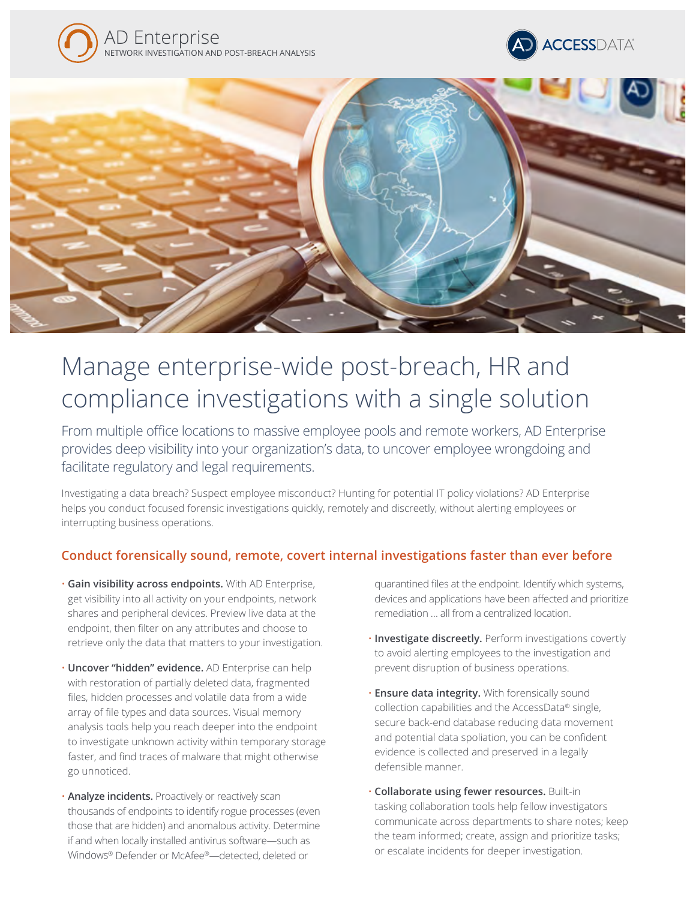AD Enterprise

NETWORK INVESTIGATION AND POST-BREACH ANALYSIS

ACCESSDATA

# Manage enterprise-wide post-breach, HR and compliance investigations with a single solution

From multiple office locations to massive employee pools and remote workers, AD Enterprise provides deep visibility into your organization's data, to uncover employee wrongdoing and facilitate regulatory and legal requirements.

Investigating a data breach? Suspect employee misconduct? Hunting for potential IT policy violations? AD Enterprise helps you conduct focused forensic investigations quickly, remotely and discreetly, without alerting employees or interrupting business operations.

## Conduct forensically sound, remote, covert internal investigations faster than ever before

- **Gain visibility across endpoints.** With AD Enterprise, get visibility into all activity on your endpoints, network shares and peripheral devices. Preview live data at the endpoint, then filter on any attributes and choose to retrieve only the data that matters to your investigation.
- **Uncover "hidden" evidence.** AD Enterprise can help with restoration of partially deleted data, fragmented files, hidden processes and volatile data from a wide array of file types and data sources. Visual memory analysis tools help you reach deeper into the endpoint to investigate unknown activity within temporary storage faster, and find traces of malware that might otherwise go unnoticed.
- **Analyze incidents.** Proactively or reactively scan thousands of endpoints to identify rogue processes (even those that are hidden) and anomalous activity. Determine if and when locally installed antivirus software—such as Windows® Defender or McAfee®—detected, deleted or quarantined files at the endpoint. Identify which systems, devices and applications have been affected and prioritize remediation … all from a centralized location.
- **Investigate discreetly.** Perform investigations covertly to avoid alerting employees to the investigation and prevent disruption of business operations.
- **Ensure data integrity.** With forensically sound collection capabilities and the AccessData® single, secure back-end database reducing data movement and potential data spoliation, you can be confident evidence is collected and preserved in a legally defensible manner.
- **Collaborate using fewer resources.** Built-in tasking collaboration tools help fellow investigators communicate across departments to share notes; keep the team informed; create, assign and prioritize tasks; or escalate incidents for deeper investigation.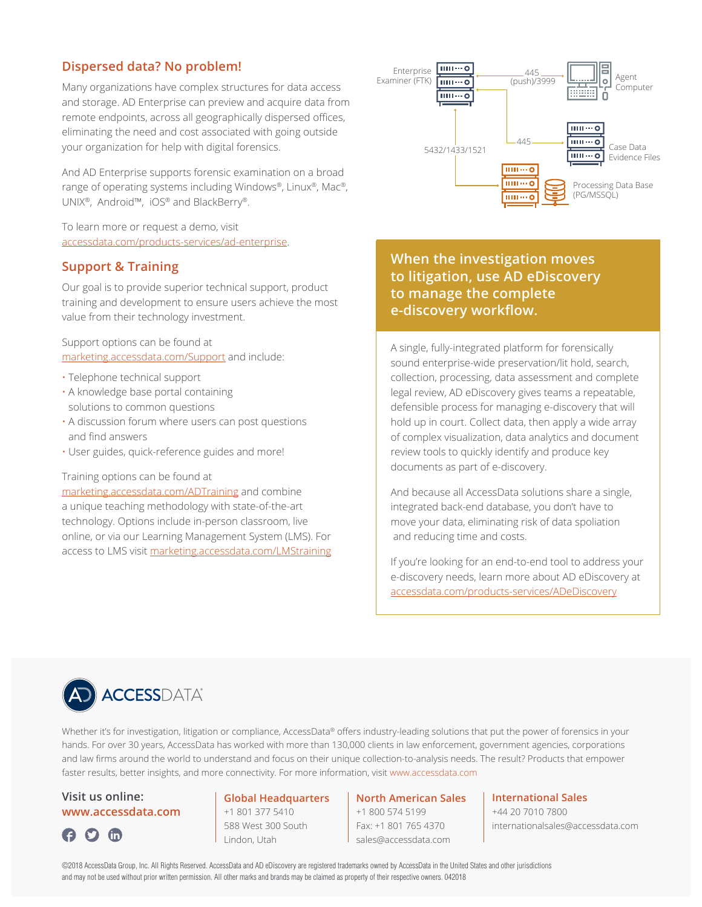## Dispersed data? No problem!

Many organizations have complex structures for data access and storage. AD Enterprise can preview and acquire data from remote endpoints, across all geographically dispersed offices, eliminating the need and cost associated with going outside your organization for help with digital forensics.

And AD Enterprise supports forensic examination on a broad range of operating systems including Windows®, Linux®, Mac®, UNIX®, Android™, iOS® and BlackBerry®.

To learn more or request a demo, visit accessdata.com/products-services/ad-enterprise.

Enterprise Examiner (FTK)
445 (push)/3999
Agent Computer
445
Case Data Evidence Files
5432/1433/1521
Processing Data Base (PG/MSSQL)

## Support & Training

Our goal is to provide superior technical support, product training and development to ensure users achieve the most value from their technology investment.

Support options can be found at marketing.accessdata.com/Support and include:

- Telephone technical support
- A knowledge base portal containing solutions to common questions
- A discussion forum where users can post questions and find answers
- User guides, quick-reference guides and more!

Training options can be found at marketing.accessdata.com/ADTraining and combine a unique teaching methodology with state-of-the-art technology. Options include in-person classroom, live online, or via our Learning Management System (LMS). For access to LMS visit marketing.accessdata.com/LMStraining

## When the investigation moves to litigation, use AD eDiscovery to manage the complete e-discovery workflow.

A single, fully-integrated platform for forensically sound enterprise-wide preservation/lit hold, search, collection, processing, data assessment and complete legal review, AD eDiscovery gives teams a repeatable, defensible process for managing e-discovery that will hold up in court. Collect data, then apply a wide array of complex visualization, data analytics and document review tools to quickly identify and produce key documents as part of e-discovery.

And because all AccessData solutions share a single, integrated back-end database, you don't have to move your data, eliminating risk of data spoliation and reducing time and costs.

If you're looking for an end-to-end tool to address your e-discovery needs, learn more about AD eDiscovery at accessdata.com/products-services/ADeDiscovery

ACCESSDATA®

Whether it's for investigation, litigation or compliance, AccessData® offers industry-leading solutions that put the power of forensics in your hands. For over 30 years, AccessData has worked with more than 130,000 clients in law enforcement, government agencies, corporations and law firms around the world to understand and focus on their unique collection-to-analysis needs. The result? Products that empower faster results, better insights, and more connectivity. For more information, visit www.accessdata.com

**Visit us online:**
**www.accessdata.com**

**Global Headquarters**
+1 801 377 5410
588 West 300 South
Lindon, Utah

**North American Sales**
+1 800 574 5199
Fax: +1 801 765 4370
sales@accessdata.com

**International Sales**
+44 20 7010 7800
internationalsales@accessdata.com

©2018 AccessData Group, Inc. All Rights Reserved. AccessData and AD eDiscovery are registered trademarks owned by AccessData in the United States and other jurisdictions and may not be used without prior written permission. All other marks and brands may be claimed as property of their respective owners. 042018